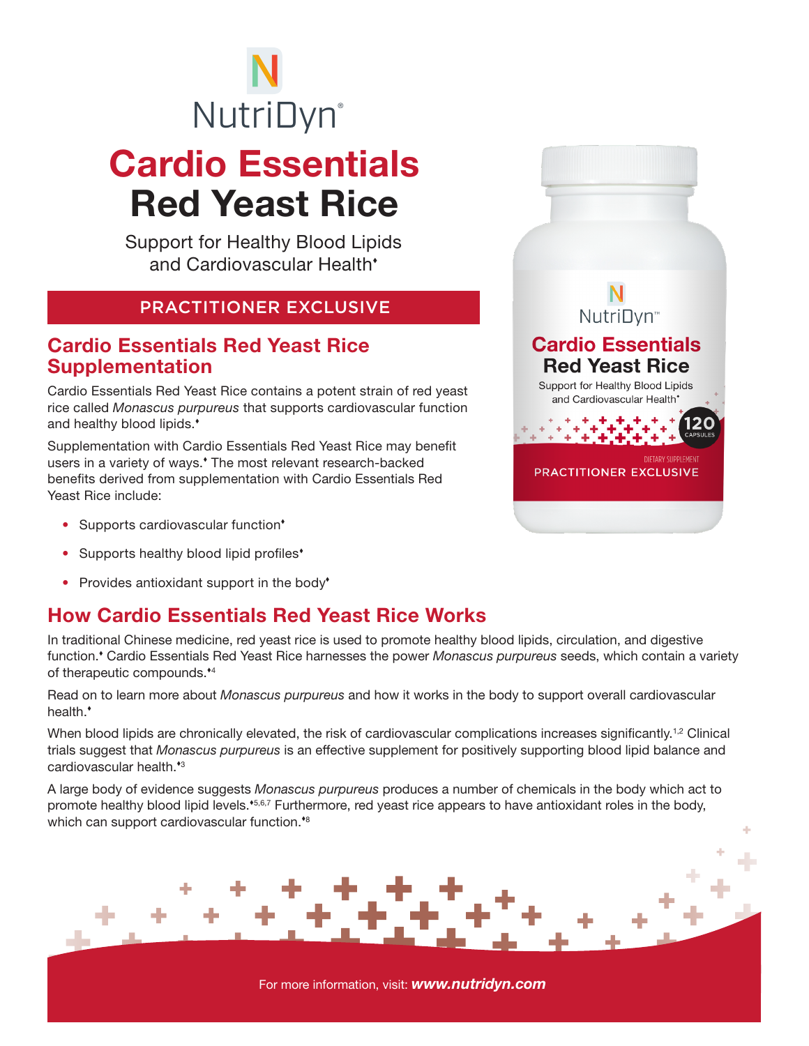NutriDyn®

# Cardio Essentials Red Yeast Rice

Support for Healthy Blood Lipids and Cardiovascular Health♦

**PRACTITIONER EXCLUSIVE**

## Cardio Essentials Red Yeast Rice Supplementation

Cardio Essentials Red Yeast Rice contains a potent strain of red yeast rice called *Monascus purpureus* that supports cardiovascular function and healthy blood lipids.♦

Supplementation with Cardio Essentials Red Yeast Rice may benefit users in a variety of ways.♦ The most relevant research-backed benefits derived from supplementation with Cardio Essentials Red Yeast Rice include:

- Supports cardiovascular function♦
- Supports healthy blood lipid profiles♦
- Provides antioxidant support in the body♦

## How Cardio Essentials Red Yeast Rice Works

In traditional Chinese medicine, red yeast rice is used to promote healthy blood lipids, circulation, and digestive function.♦ Cardio Essentials Red Yeast Rice harnesses the power *Monascus purpureus* seeds, which contain a variety of therapeutic compounds.♦[4]

Read on to learn more about *Monascus purpureus* and how it works in the body to support overall cardiovascular health.♦

When blood lipids are chronically elevated, the risk of cardiovascular complications increases significantly.[1,2] Clinical trials suggest that *Monascus purpureus* is an effective supplement for positively supporting blood lipid balance and cardiovascular health.♦[3]

A large body of evidence suggests *Monascus purpureus* produces a number of chemicals in the body which act to promote healthy blood lipid levels.♦[5,6,7] Furthermore, red yeast rice appears to have antioxidant roles in the body, which can support cardiovascular function.♦[8]

For more information, visit: ***www.nutridyn.com***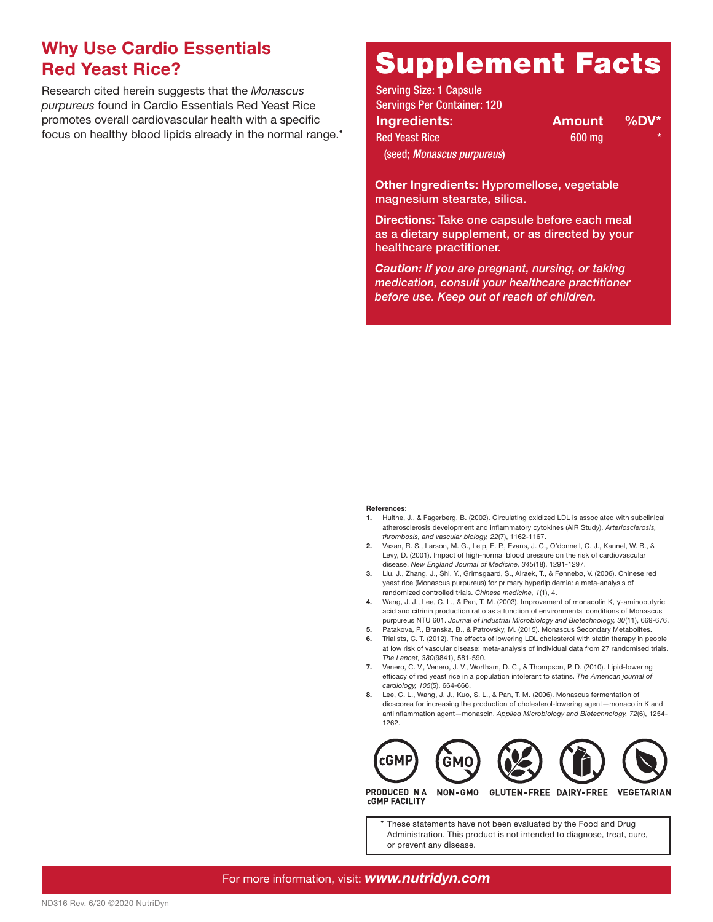## Why Use Cardio Essentials Red Yeast Rice?

Research cited herein suggests that the *Monascus purpureus* found in Cardio Essentials Red Yeast Rice promotes overall cardiovascular health with a specific focus on healthy blood lipids already in the normal range.♦

# Supplement Facts

Serving Size: 1 Capsule
Servings Per Container: 120

| Ingredients: | Amount | %DV* |
|---|---|---|
| Red Yeast Rice (seed; *Monascus purpureus*) | 600 mg | * |

**Other Ingredients:** Hypromellose, vegetable magnesium stearate, silica.

**Directions:** Take one capsule before each meal as a dietary supplement, or as directed by your healthcare practitioner.

***Caution:** If you are pregnant, nursing, or taking medication, consult your healthcare practitioner before use. Keep out of reach of children.*

**References:**

1. Hulthe, J., & Fagerberg, B. (2002). Circulating oxidized LDL is associated with subclinical atherosclerosis development and inflammatory cytokines (AIR Study). *Arteriosclerosis, thrombosis, and vascular biology, 22*(7), 1162-1167.
2. Vasan, R. S., Larson, M. G., Leip, E. P., Evans, J. C., O'donnell, C. J., Kannel, W. B., & Levy, D. (2001). Impact of high-normal blood pressure on the risk of cardiovascular disease. *New England Journal of Medicine, 345*(18), 1291-1297.
3. Liu, J., Zhang, J., Shi, Y., Grimsgaard, S., Alraek, T., & Fønnebø, V. (2006). Chinese red yeast rice (Monascus purpureus) for primary hyperlipidemia: a meta-analysis of randomized controlled trials. *Chinese medicine, 1*(1), 4.
4. Wang, J. J., Lee, C. L., & Pan, T. M. (2003). Improvement of monacolin K, γ-aminobutyric acid and citrinin production ratio as a function of environmental conditions of Monascus purpureus NTU 601. *Journal of Industrial Microbiology and Biotechnology, 30*(11), 669-676.
5. Patakova, P., Branska, B., & Patrovsky, M. (2015). Monascus Secondary Metabolites.
6. Trialists, C. T. (2012). The effects of lowering LDL cholesterol with statin therapy in people at low risk of vascular disease: meta-analysis of individual data from 27 randomised trials. *The Lancet, 380*(9841), 581-590.
7. Venero, C. V., Venero, J. V., Wortham, D. C., & Thompson, P. D. (2010). Lipid-lowering efficacy of red yeast rice in a population intolerant to statins. *The American journal of cardiology, 105*(5), 664-666.
8. Lee, C. L., Wang, J. J., Kuo, S. L., & Pan, T. M. (2006). Monascus fermentation of dioscorea for increasing the production of cholesterol-lowering agent—monacolin K and antiinflammation agent—monascin. *Applied Microbiology and Biotechnology, 72*(6), 1254-1262.

PRODUCED IN A cGMP FACILITY
NON-GMO
GLUTEN-FREE
DAIRY-FREE
VEGETARIAN

♦ These statements have not been evaluated by the Food and Drug Administration. This product is not intended to diagnose, treat, cure, or prevent any disease.

For more information, visit: ***www.nutridyn.com***

ND316 Rev. 6/20 ©2020 NutriDyn